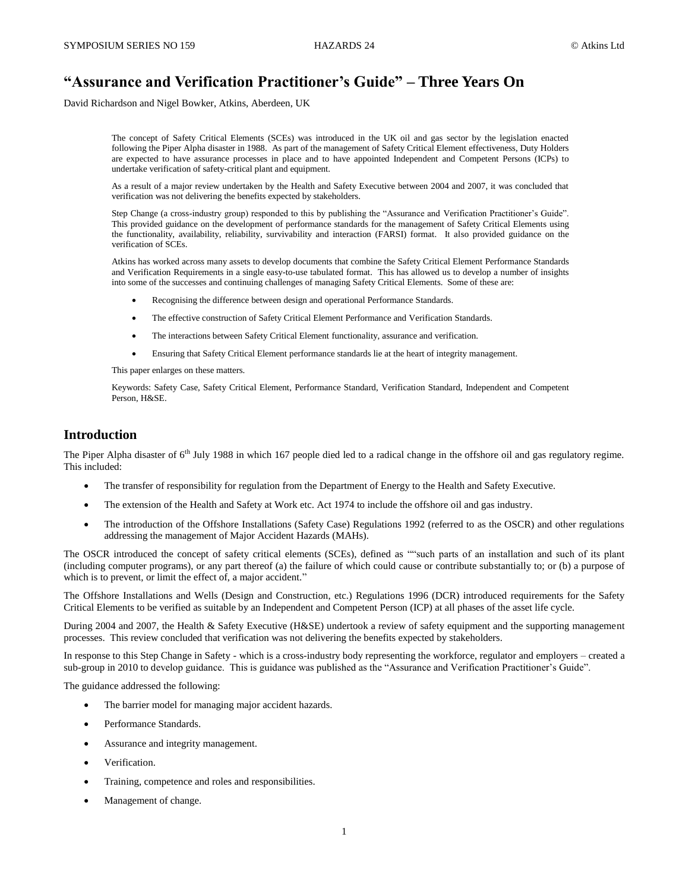# “Assurance and Verification Practitioner’s Guide” – Three Years On

David Richardson and Nigel Bowker, Atkins, Aberdeen, UK

The concept of Safety Critical Elements (SCEs) was introduced in the UK oil and gas sector by the legislation enacted following the Piper Alpha disaster in 1988. As part of the management of Safety Critical Element effectiveness, Duty Holders are expected to have assurance processes in place and to have appointed Independent and Competent Persons (ICPs) to undertake verification of safety-critical plant and equipment.

As a result of a major review undertaken by the Health and Safety Executive between 2004 and 2007, it was concluded that verification was not delivering the benefits expected by stakeholders.

Step Change (a cross-industry group) responded to this by publishing the “Assurance and Verification Practitioner’s Guide”. This provided guidance on the development of performance standards for the management of Safety Critical Elements using the functionality, availability, reliability, survivability and interaction (FARSI) format. It also provided guidance on the verification of SCEs.

Atkins has worked across many assets to develop documents that combine the Safety Critical Element Performance Standards and Verification Requirements in a single easy-to-use tabulated format. This has allowed us to develop a number of insights into some of the successes and continuing challenges of managing Safety Critical Elements. Some of these are:

- Recognising the difference between design and operational Performance Standards.
- The effective construction of Safety Critical Element Performance and Verification Standards.
- The interactions between Safety Critical Element functionality, assurance and verification.
- Ensuring that Safety Critical Element performance standards lie at the heart of integrity management.

This paper enlarges on these matters.

Keywords: Safety Case, Safety Critical Element, Performance Standard, Verification Standard, Independent and Competent Person, H&SE.

## Introduction

The Piper Alpha disaster of 6th July 1988 in which 167 people died led to a radical change in the offshore oil and gas regulatory regime. This included:

- The transfer of responsibility for regulation from the Department of Energy to the Health and Safety Executive.
- The extension of the Health and Safety at Work etc. Act 1974 to include the offshore oil and gas industry.
- The introduction of the Offshore Installations (Safety Case) Regulations 1992 (referred to as the OSCR) and other regulations addressing the management of Major Accident Hazards (MAHs).

The OSCR introduced the concept of safety critical elements (SCEs), defined as ““such parts of an installation and such of its plant (including computer programs), or any part thereof (a) the failure of which could cause or contribute substantially to; or (b) a purpose of which is to prevent, or limit the effect of, a major accident.”

The Offshore Installations and Wells (Design and Construction, etc.) Regulations 1996 (DCR) introduced requirements for the Safety Critical Elements to be verified as suitable by an Independent and Competent Person (ICP) at all phases of the asset life cycle.

During 2004 and 2007, the Health & Safety Executive (H&SE) undertook a review of safety equipment and the supporting management processes. This review concluded that verification was not delivering the benefits expected by stakeholders.

In response to this Step Change in Safety - which is a cross-industry body representing the workforce, regulator and employers – created a sub-group in 2010 to develop guidance. This is guidance was published as the “Assurance and Verification Practitioner’s Guide”.

The guidance addressed the following:

- The barrier model for managing major accident hazards.
- Performance Standards.
- Assurance and integrity management.
- Verification.
- Training, competence and roles and responsibilities.
- Management of change.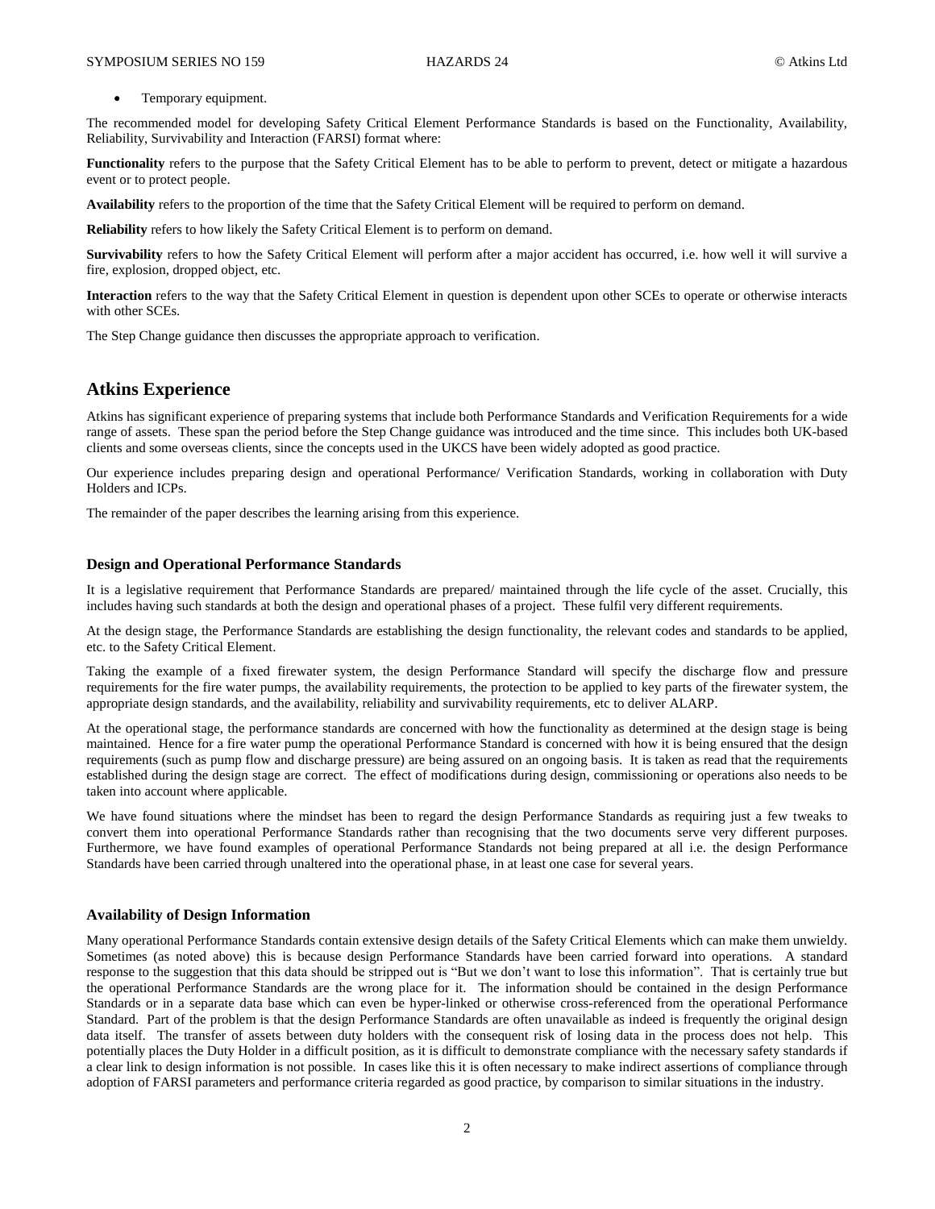- Temporary equipment.

The recommended model for developing Safety Critical Element Performance Standards is based on the Functionality, Availability, Reliability, Survivability and Interaction (FARSI) format where:

**Functionality** refers to the purpose that the Safety Critical Element has to be able to perform to prevent, detect or mitigate a hazardous event or to protect people.

**Availability** refers to the proportion of the time that the Safety Critical Element will be required to perform on demand.

**Reliability** refers to how likely the Safety Critical Element is to perform on demand.

**Survivability** refers to how the Safety Critical Element will perform after a major accident has occurred, i.e. how well it will survive a fire, explosion, dropped object, etc.

**Interaction** refers to the way that the Safety Critical Element in question is dependent upon other SCEs to operate or otherwise interacts with other SCEs.

The Step Change guidance then discusses the appropriate approach to verification.

## Atkins Experience

Atkins has significant experience of preparing systems that include both Performance Standards and Verification Requirements for a wide range of assets. These span the period before the Step Change guidance was introduced and the time since. This includes both UK-based clients and some overseas clients, since the concepts used in the UKCS have been widely adopted as good practice.

Our experience includes preparing design and operational Performance/ Verification Standards, working in collaboration with Duty Holders and ICPs.

The remainder of the paper describes the learning arising from this experience.

### Design and Operational Performance Standards

It is a legislative requirement that Performance Standards are prepared/ maintained through the life cycle of the asset. Crucially, this includes having such standards at both the design and operational phases of a project. These fulfil very different requirements.

At the design stage, the Performance Standards are establishing the design functionality, the relevant codes and standards to be applied, etc. to the Safety Critical Element.

Taking the example of a fixed firewater system, the design Performance Standard will specify the discharge flow and pressure requirements for the fire water pumps, the availability requirements, the protection to be applied to key parts of the firewater system, the appropriate design standards, and the availability, reliability and survivability requirements, etc to deliver ALARP.

At the operational stage, the performance standards are concerned with how the functionality as determined at the design stage is being maintained. Hence for a fire water pump the operational Performance Standard is concerned with how it is being ensured that the design requirements (such as pump flow and discharge pressure) are being assured on an ongoing basis. It is taken as read that the requirements established during the design stage are correct. The effect of modifications during design, commissioning or operations also needs to be taken into account where applicable.

We have found situations where the mindset has been to regard the design Performance Standards as requiring just a few tweaks to convert them into operational Performance Standards rather than recognising that the two documents serve very different purposes. Furthermore, we have found examples of operational Performance Standards not being prepared at all i.e. the design Performance Standards have been carried through unaltered into the operational phase, in at least one case for several years.

### Availability of Design Information

Many operational Performance Standards contain extensive design details of the Safety Critical Elements which can make them unwieldy. Sometimes (as noted above) this is because design Performance Standards have been carried forward into operations. A standard response to the suggestion that this data should be stripped out is "But we don't want to lose this information". That is certainly true but the operational Performance Standards are the wrong place for it. The information should be contained in the design Performance Standards or in a separate data base which can even be hyper-linked or otherwise cross-referenced from the operational Performance Standard. Part of the problem is that the design Performance Standards are often unavailable as indeed is frequently the original design data itself. The transfer of assets between duty holders with the consequent risk of losing data in the process does not help. This potentially places the Duty Holder in a difficult position, as it is difficult to demonstrate compliance with the necessary safety standards if a clear link to design information is not possible. In cases like this it is often necessary to make indirect assertions of compliance through adoption of FARSI parameters and performance criteria regarded as good practice, by comparison to similar situations in the industry.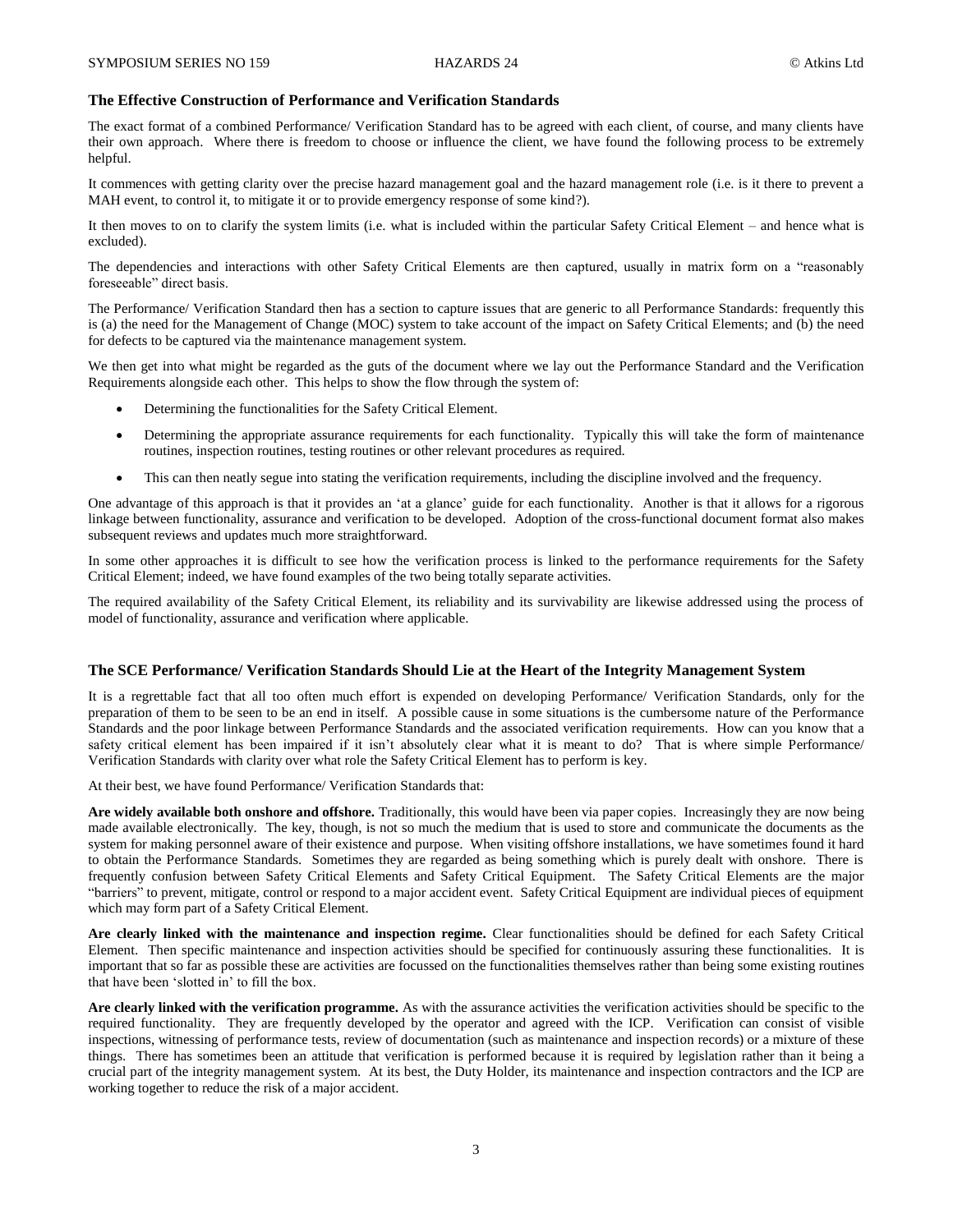### The Effective Construction of Performance and Verification Standards

The exact format of a combined Performance/ Verification Standard has to be agreed with each client, of course, and many clients have their own approach. Where there is freedom to choose or influence the client, we have found the following process to be extremely helpful.

It commences with getting clarity over the precise hazard management goal and the hazard management role (i.e. is it there to prevent a MAH event, to control it, to mitigate it or to provide emergency response of some kind?).

It then moves to on to clarify the system limits (i.e. what is included within the particular Safety Critical Element – and hence what is excluded).

The dependencies and interactions with other Safety Critical Elements are then captured, usually in matrix form on a "reasonably foreseeable" direct basis.

The Performance/ Verification Standard then has a section to capture issues that are generic to all Performance Standards: frequently this is (a) the need for the Management of Change (MOC) system to take account of the impact on Safety Critical Elements; and (b) the need for defects to be captured via the maintenance management system.

We then get into what might be regarded as the guts of the document where we lay out the Performance Standard and the Verification Requirements alongside each other. This helps to show the flow through the system of:

- Determining the functionalities for the Safety Critical Element.
- Determining the appropriate assurance requirements for each functionality. Typically this will take the form of maintenance routines, inspection routines, testing routines or other relevant procedures as required.
- This can then neatly segue into stating the verification requirements, including the discipline involved and the frequency.

One advantage of this approach is that it provides an 'at a glance' guide for each functionality. Another is that it allows for a rigorous linkage between functionality, assurance and verification to be developed. Adoption of the cross-functional document format also makes subsequent reviews and updates much more straightforward.

In some other approaches it is difficult to see how the verification process is linked to the performance requirements for the Safety Critical Element; indeed, we have found examples of the two being totally separate activities.

The required availability of the Safety Critical Element, its reliability and its survivability are likewise addressed using the process of model of functionality, assurance and verification where applicable.

### The SCE Performance/ Verification Standards Should Lie at the Heart of the Integrity Management System

It is a regrettable fact that all too often much effort is expended on developing Performance/ Verification Standards, only for the preparation of them to be seen to be an end in itself. A possible cause in some situations is the cumbersome nature of the Performance Standards and the poor linkage between Performance Standards and the associated verification requirements. How can you know that a safety critical element has been impaired if it isn't absolutely clear what it is meant to do? That is where simple Performance/ Verification Standards with clarity over what role the Safety Critical Element has to perform is key.

At their best, we have found Performance/ Verification Standards that:

**Are widely available both onshore and offshore.** Traditionally, this would have been via paper copies. Increasingly they are now being made available electronically. The key, though, is not so much the medium that is used to store and communicate the documents as the system for making personnel aware of their existence and purpose. When visiting offshore installations, we have sometimes found it hard to obtain the Performance Standards. Sometimes they are regarded as being something which is purely dealt with onshore. There is frequently confusion between Safety Critical Elements and Safety Critical Equipment. The Safety Critical Elements are the major "barriers" to prevent, mitigate, control or respond to a major accident event. Safety Critical Equipment are individual pieces of equipment which may form part of a Safety Critical Element.

**Are clearly linked with the maintenance and inspection regime.** Clear functionalities should be defined for each Safety Critical Element. Then specific maintenance and inspection activities should be specified for continuously assuring these functionalities. It is important that so far as possible these are activities are focussed on the functionalities themselves rather than being some existing routines that have been 'slotted in' to fill the box.

**Are clearly linked with the verification programme.** As with the assurance activities the verification activities should be specific to the required functionality. They are frequently developed by the operator and agreed with the ICP. Verification can consist of visible inspections, witnessing of performance tests, review of documentation (such as maintenance and inspection records) or a mixture of these things. There has sometimes been an attitude that verification is performed because it is required by legislation rather than it being a crucial part of the integrity management system. At its best, the Duty Holder, its maintenance and inspection contractors and the ICP are working together to reduce the risk of a major accident.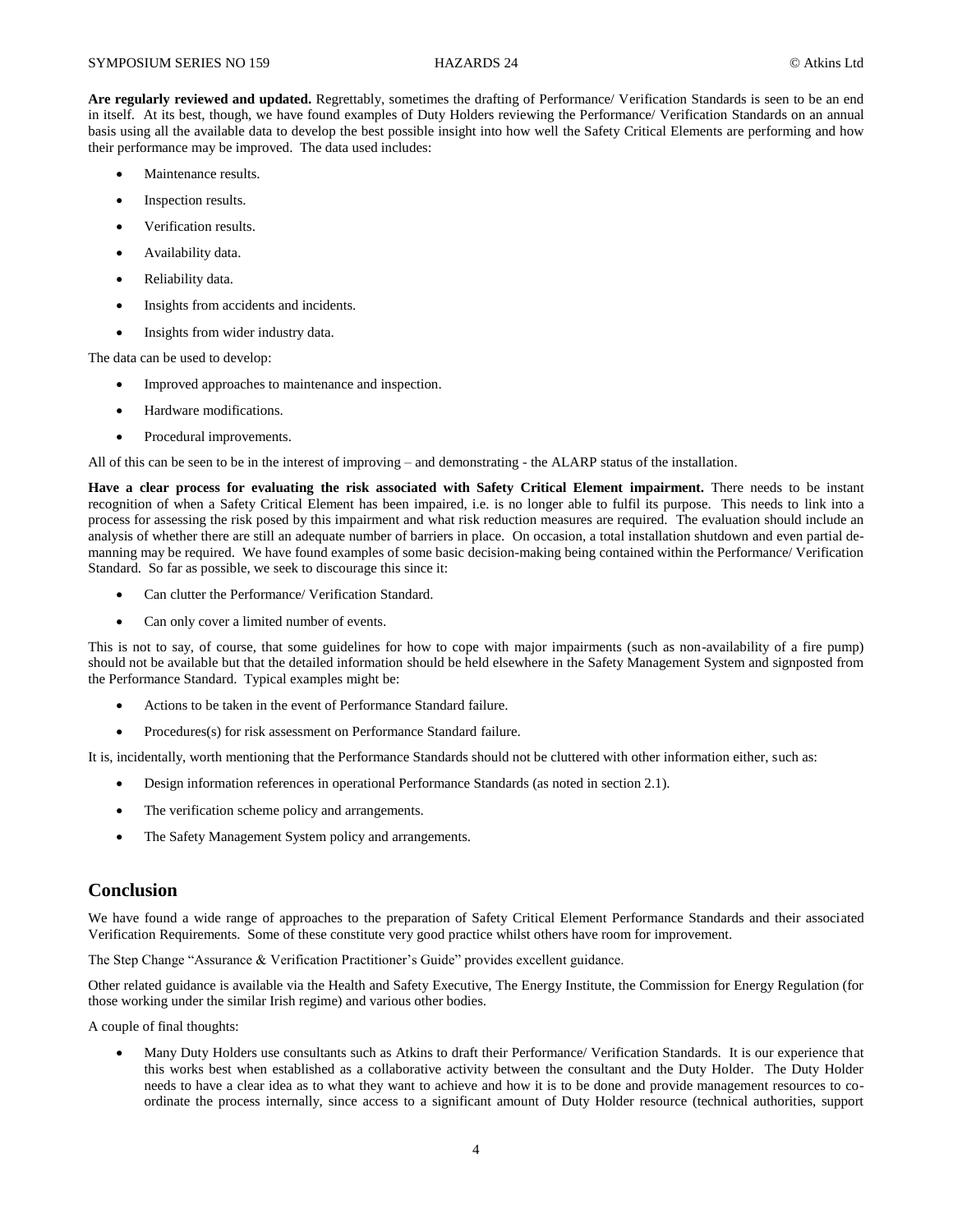**Are regularly reviewed and updated.** Regrettably, sometimes the drafting of Performance/ Verification Standards is seen to be an end in itself. At its best, though, we have found examples of Duty Holders reviewing the Performance/ Verification Standards on an annual basis using all the available data to develop the best possible insight into how well the Safety Critical Elements are performing and how their performance may be improved. The data used includes:

- Maintenance results.
- Inspection results.
- Verification results.
- Availability data.
- Reliability data.
- Insights from accidents and incidents.
- Insights from wider industry data.

The data can be used to develop:

- Improved approaches to maintenance and inspection.
- Hardware modifications.
- Procedural improvements.

All of this can be seen to be in the interest of improving – and demonstrating - the ALARP status of the installation.

**Have a clear process for evaluating the risk associated with Safety Critical Element impairment.** There needs to be instant recognition of when a Safety Critical Element has been impaired, i.e. is no longer able to fulfil its purpose. This needs to link into a process for assessing the risk posed by this impairment and what risk reduction measures are required. The evaluation should include an analysis of whether there are still an adequate number of barriers in place. On occasion, a total installation shutdown and even partial de-manning may be required. We have found examples of some basic decision-making being contained within the Performance/ Verification Standard. So far as possible, we seek to discourage this since it:

- Can clutter the Performance/ Verification Standard.
- Can only cover a limited number of events.

This is not to say, of course, that some guidelines for how to cope with major impairments (such as non-availability of a fire pump) should not be available but that the detailed information should be held elsewhere in the Safety Management System and signposted from the Performance Standard. Typical examples might be:

- Actions to be taken in the event of Performance Standard failure.
- Procedures(s) for risk assessment on Performance Standard failure.

It is, incidentally, worth mentioning that the Performance Standards should not be cluttered with other information either, such as:

- Design information references in operational Performance Standards (as noted in section 2.1).
- The verification scheme policy and arrangements.
- The Safety Management System policy and arrangements.

## Conclusion

We have found a wide range of approaches to the preparation of Safety Critical Element Performance Standards and their associated Verification Requirements. Some of these constitute very good practice whilst others have room for improvement.

The Step Change "Assurance & Verification Practitioner's Guide" provides excellent guidance.

Other related guidance is available via the Health and Safety Executive, The Energy Institute, the Commission for Energy Regulation (for those working under the similar Irish regime) and various other bodies.

A couple of final thoughts:

- Many Duty Holders use consultants such as Atkins to draft their Performance/ Verification Standards. It is our experience that this works best when established as a collaborative activity between the consultant and the Duty Holder. The Duty Holder needs to have a clear idea as to what they want to achieve and how it is to be done and provide management resources to co-ordinate the process internally, since access to a significant amount of Duty Holder resource (technical authorities, support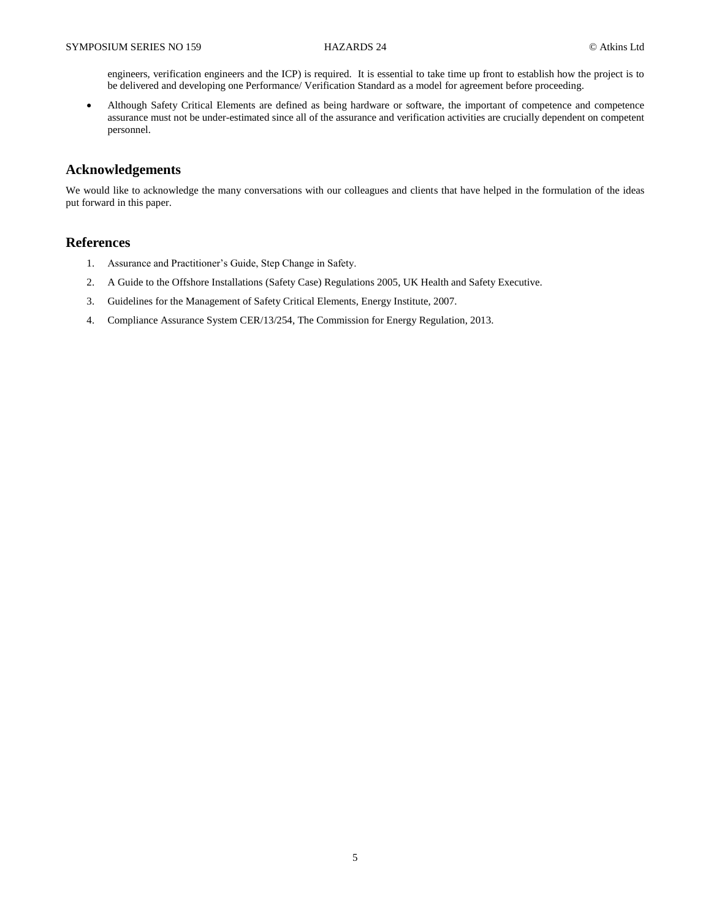engineers, verification engineers and the ICP) is required. It is essential to take time up front to establish how the project is to be delivered and developing one Performance/ Verification Standard as a model for agreement before proceeding.

- Although Safety Critical Elements are defined as being hardware or software, the important of competence and competence assurance must not be under-estimated since all of the assurance and verification activities are crucially dependent on competent personnel.

## Acknowledgements

We would like to acknowledge the many conversations with our colleagues and clients that have helped in the formulation of the ideas put forward in this paper.

## References

1. Assurance and Practitioner's Guide, Step Change in Safety.
2. A Guide to the Offshore Installations (Safety Case) Regulations 2005, UK Health and Safety Executive.
3. Guidelines for the Management of Safety Critical Elements, Energy Institute, 2007.
4. Compliance Assurance System CER/13/254, The Commission for Energy Regulation, 2013.